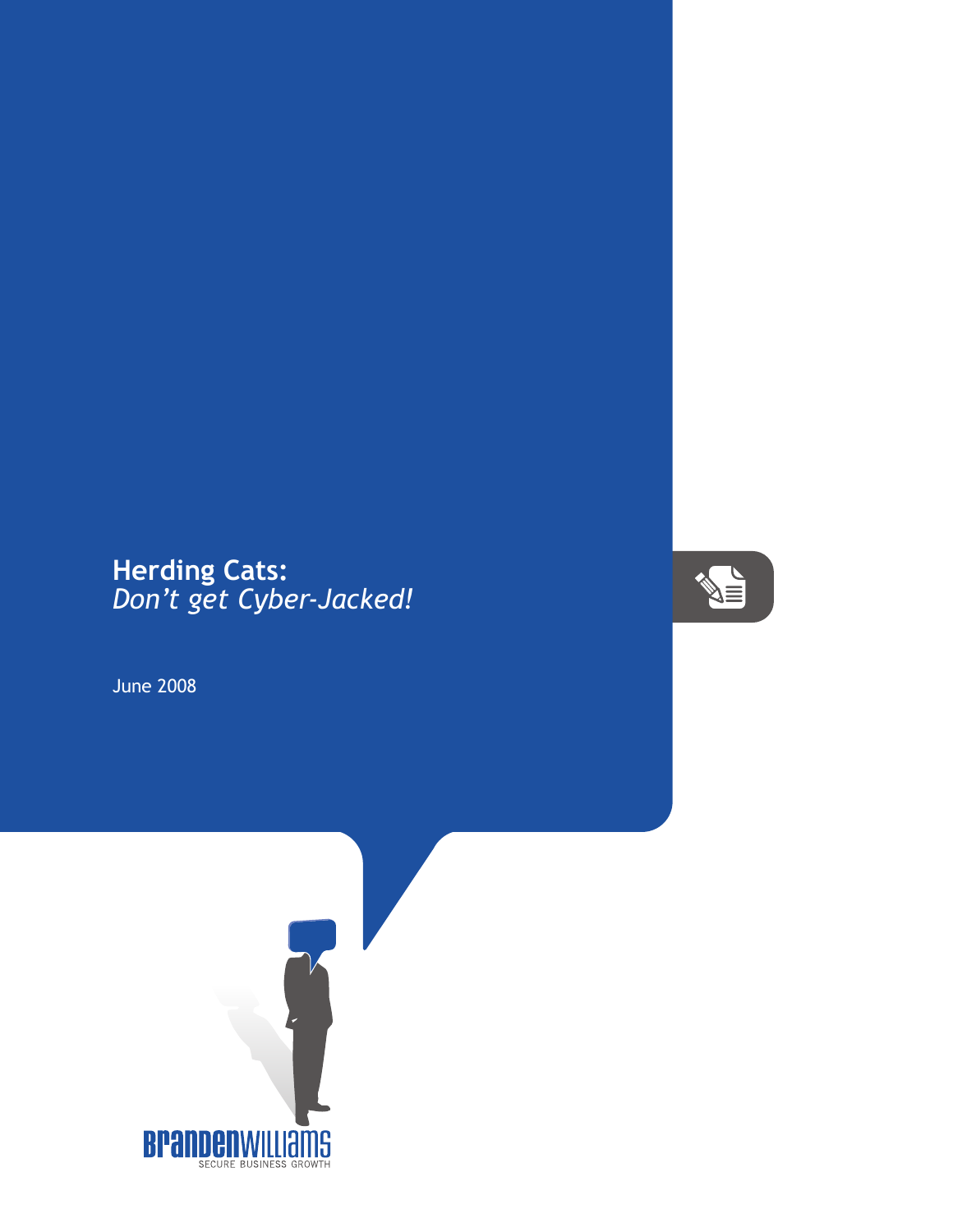# Herding Cats:
*Don't get Cyber-Jacked!*

June 2008

BRANDENWILLIAMS
SECURE BUSINESS GROWTH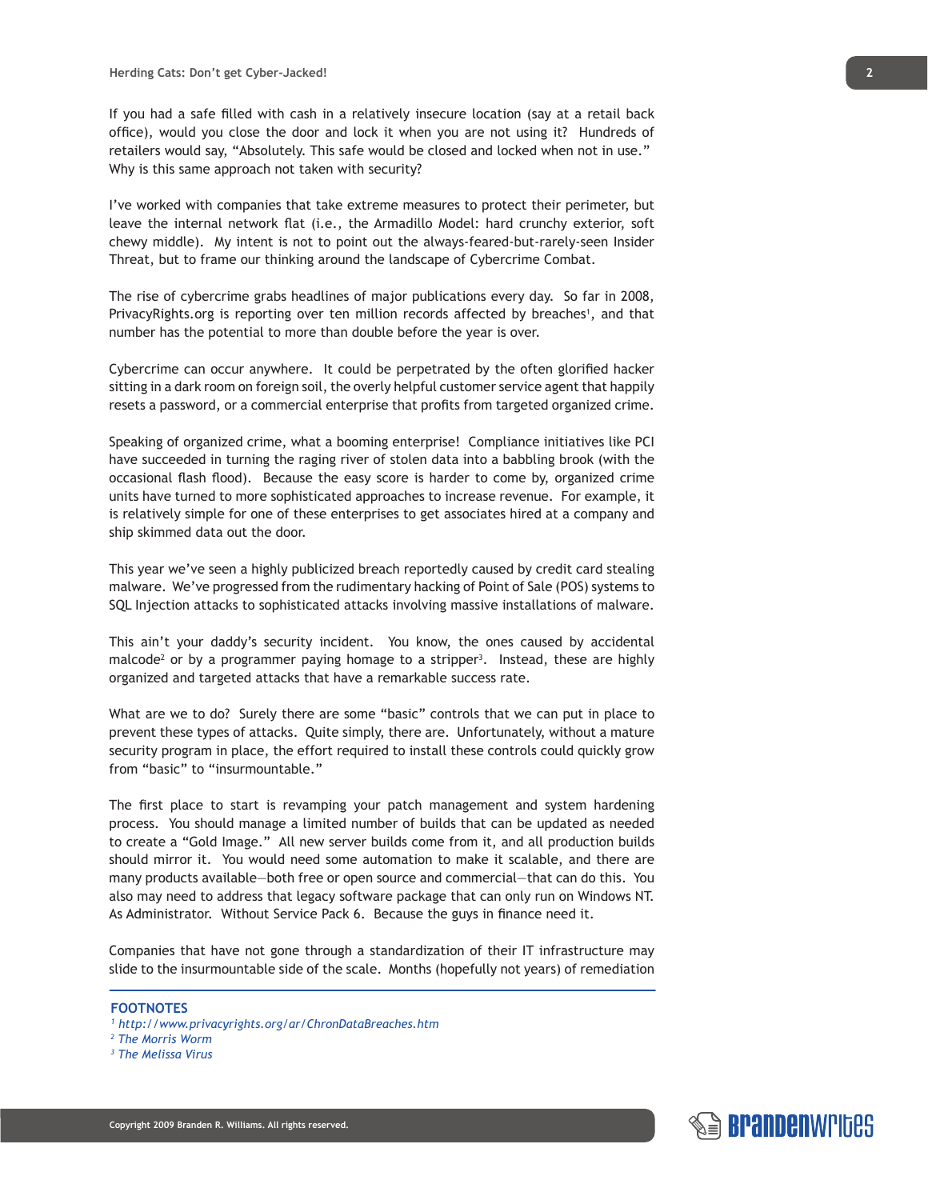If you had a safe filled with cash in a relatively insecure location (say at a retail back office), would you close the door and lock it when you are not using it? Hundreds of retailers would say, “Absolutely. This safe would be closed and locked when not in use.” Why is this same approach not taken with security?

I’ve worked with companies that take extreme measures to protect their perimeter, but leave the internal network flat (i.e., the Armadillo Model: hard crunchy exterior, soft chewy middle). My intent is not to point out the always-feared-but-rarely-seen Insider Threat, but to frame our thinking around the landscape of Cybercrime Combat.

The rise of cybercrime grabs headlines of major publications every day. So far in 2008, PrivacyRights.org is reporting over ten million records affected by breaches[1], and that number has the potential to more than double before the year is over.

Cybercrime can occur anywhere. It could be perpetrated by the often glorified hacker sitting in a dark room on foreign soil, the overly helpful customer service agent that happily resets a password, or a commercial enterprise that profits from targeted organized crime.

Speaking of organized crime, what a booming enterprise! Compliance initiatives like PCI have succeeded in turning the raging river of stolen data into a babbling brook (with the occasional flash flood). Because the easy score is harder to come by, organized crime units have turned to more sophisticated approaches to increase revenue. For example, it is relatively simple for one of these enterprises to get associates hired at a company and ship skimmed data out the door.

This year we’ve seen a highly publicized breach reportedly caused by credit card stealing malware. We’ve progressed from the rudimentary hacking of Point of Sale (POS) systems to SQL Injection attacks to sophisticated attacks involving massive installations of malware.

This ain’t your daddy’s security incident. You know, the ones caused by accidental malcode[2] or by a programmer paying homage to a stripper[3]. Instead, these are highly organized and targeted attacks that have a remarkable success rate.

What are we to do? Surely there are some “basic” controls that we can put in place to prevent these types of attacks. Quite simply, there are. Unfortunately, without a mature security program in place, the effort required to install these controls could quickly grow from “basic” to “insurmountable.”

The first place to start is revamping your patch management and system hardening process. You should manage a limited number of builds that can be updated as needed to create a “Gold Image.” All new server builds come from it, and all production builds should mirror it. You would need some automation to make it scalable, and there are many products available—both free or open source and commercial—that can do this. You also may need to address that legacy software package that can only run on Windows NT. As Administrator. Without Service Pack 6. Because the guys in finance need it.

Companies that have not gone through a standardization of their IT infrastructure may slide to the insurmountable side of the scale. Months (hopefully not years) of remediation

---

**FOOTNOTES**

[1] *http://www.privacyrights.org/ar/ChronDataBreaches.htm*
[2] *The Morris Worm*
[3] *The Melissa Virus*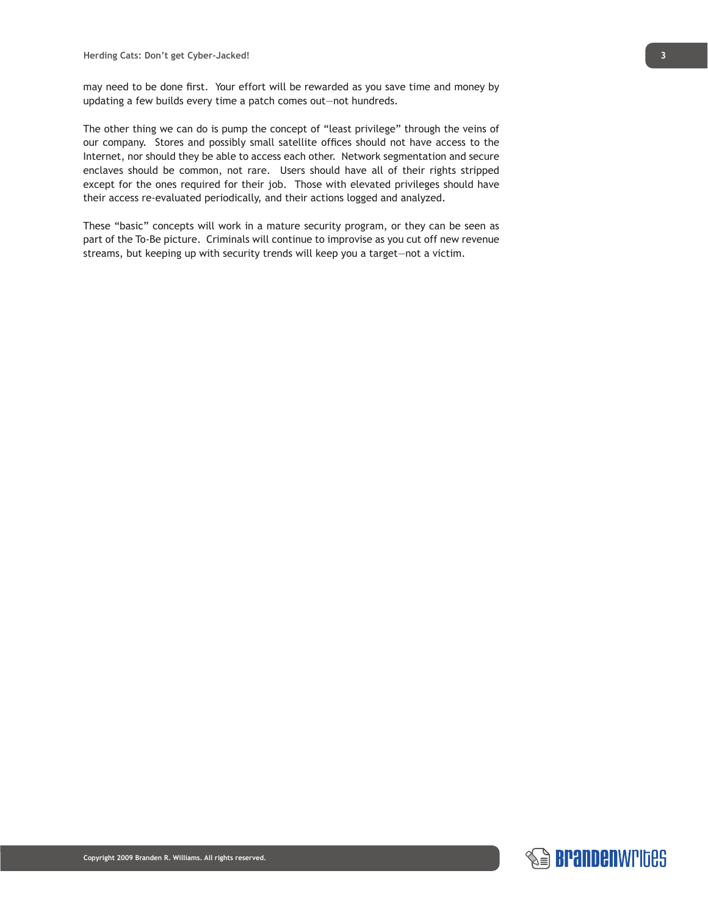may need to be done first. Your effort will be rewarded as you save time and money by updating a few builds every time a patch comes out—not hundreds.

The other thing we can do is pump the concept of "least privilege" through the veins of our company. Stores and possibly small satellite offices should not have access to the Internet, nor should they be able to access each other. Network segmentation and secure enclaves should be common, not rare. Users should have all of their rights stripped except for the ones required for their job. Those with elevated privileges should have their access re-evaluated periodically, and their actions logged and analyzed.

These "basic" concepts will work in a mature security program, or they can be seen as part of the To-Be picture. Criminals will continue to improvise as you cut off new revenue streams, but keeping up with security trends will keep you a target—not a victim.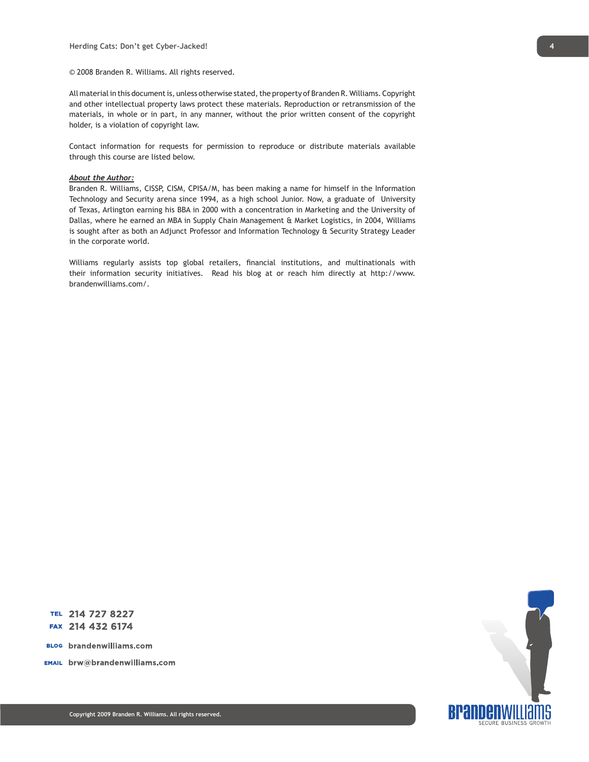© 2008 Branden R. Williams. All rights reserved.

All material in this document is, unless otherwise stated, the property of Branden R. Williams. Copyright and other intellectual property laws protect these materials. Reproduction or retransmission of the materials, in whole or in part, in any manner, without the prior written consent of the copyright holder, is a violation of copyright law.

Contact information for requests for permission to reproduce or distribute materials available through this course are listed below.

***About the Author:***

Branden R. Williams, CISSP, CISM, CPISA/M, has been making a name for himself in the Information Technology and Security arena since 1994, as a high school Junior. Now, a graduate of University of Texas, Arlington earning his BBA in 2000 with a concentration in Marketing and the University of Dallas, where he earned an MBA in Supply Chain Management & Market Logistics, in 2004, Williams is sought after as both an Adjunct Professor and Information Technology & Security Strategy Leader in the corporate world.

Williams regularly assists top global retailers, financial institutions, and multinationals with their information security initiatives. Read his blog at or reach him directly at http://www.brandenwilliams.com/.

**TEL** 214 727 8227
**FAX** 214 432 6174

**BLOG** brandenwilliams.com

**EMAIL** brw@brandenwilliams.com

Copyright 2009 Branden R. Williams. All rights reserved.

BRANDENWILLIAMS
SECURE BUSINESS GROWTH